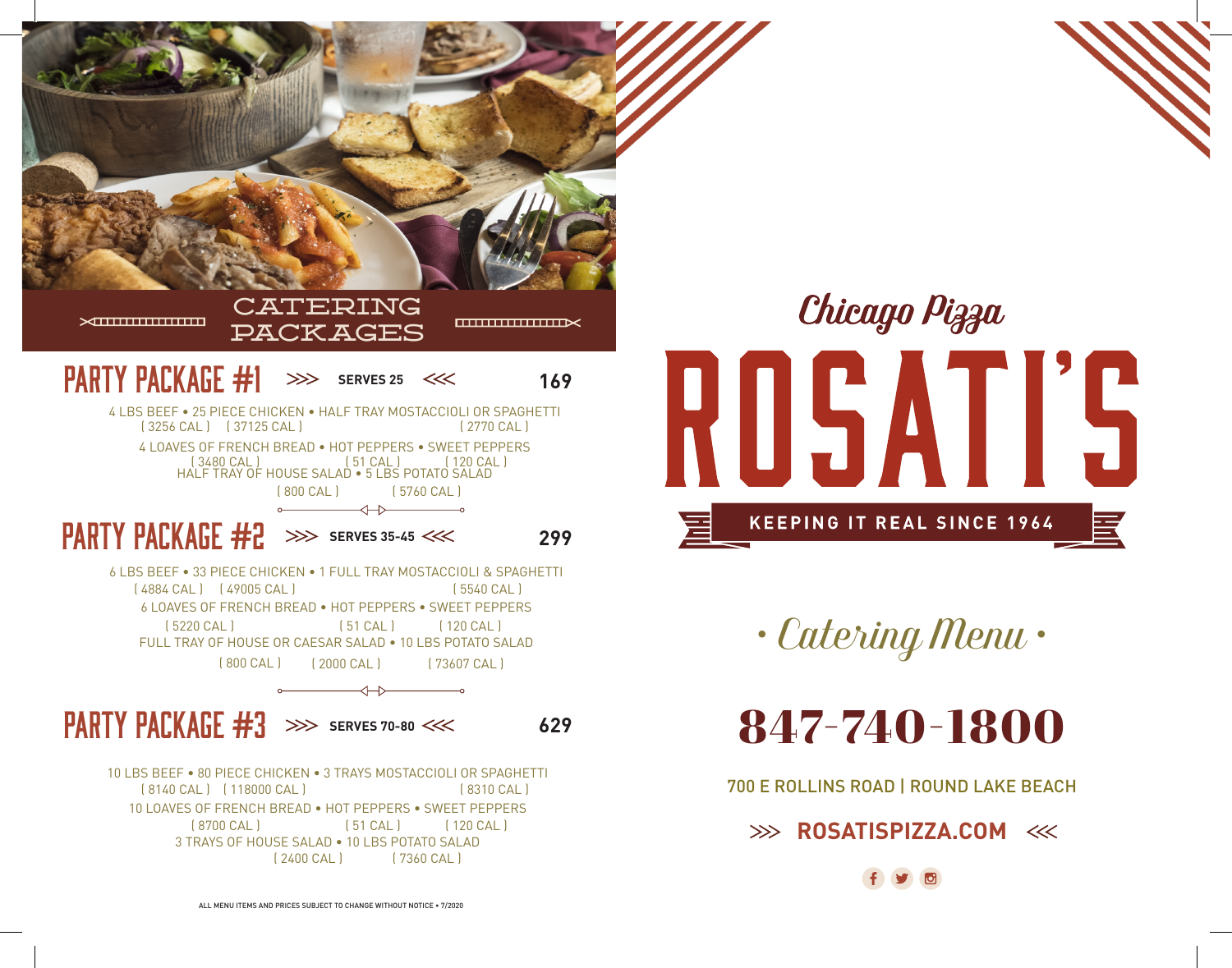# CATERING PACKAGES

## PARTY PACKAGE #1 >>> SERVES 25 <<< 169

4 LBS BEEF • 25 PIECE CHICKEN • HALF TRAY MOSTACCIOLI OR SPAGHETTI
( 3256 CAL ) ( 37125 CAL ) ( 2770 CAL )

4 LOAVES OF FRENCH BREAD • HOT PEPPERS • SWEET PEPPERS
( 3480 CAL ) ( 51 CAL ) ( 120 CAL )

HALF TRAY OF HOUSE SALAD • 5 LBS POTATO SALAD
( 800 CAL ) ( 5760 CAL )

## PARTY PACKAGE #2 >>> SERVES 35-45 <<< 299

6 LBS BEEF • 33 PIECE CHICKEN • 1 FULL TRAY MOSTACCIOLI & SPAGHETTI
( 4884 CAL ) ( 49005 CAL ) ( 5540 CAL )

6 LOAVES OF FRENCH BREAD • HOT PEPPERS • SWEET PEPPERS
( 5220 CAL ) ( 51 CAL ) ( 120 CAL )

FULL TRAY OF HOUSE OR CAESAR SALAD • 10 LBS POTATO SALAD
( 800 CAL ) ( 2000 CAL ) ( 73607 CAL )

## PARTY PACKAGE #3 >>> SERVES 70-80 <<< 629

10 LBS BEEF • 80 PIECE CHICKEN • 3 TRAYS MOSTACCIOLI OR SPAGHETTI
( 8140 CAL ) ( 118000 CAL ) ( 8310 CAL )

10 LOAVES OF FRENCH BREAD • HOT PEPPERS • SWEET PEPPERS
( 8700 CAL ) ( 51 CAL ) ( 120 CAL )

3 TRAYS OF HOUSE SALAD • 10 LBS POTATO SALAD
( 2400 CAL ) ( 7360 CAL )

ALL MENU ITEMS AND PRICES SUBJECT TO CHANGE WITHOUT NOTICE • 7/2020

Chicago Pizza

# ROSATI'S

KEEPING IT REAL SINCE 1964

• Catering Menu •

# 847-740-1800

700 E ROLLINS ROAD | ROUND LAKE BEACH

>>> **ROSATISPIZZA.COM** <<<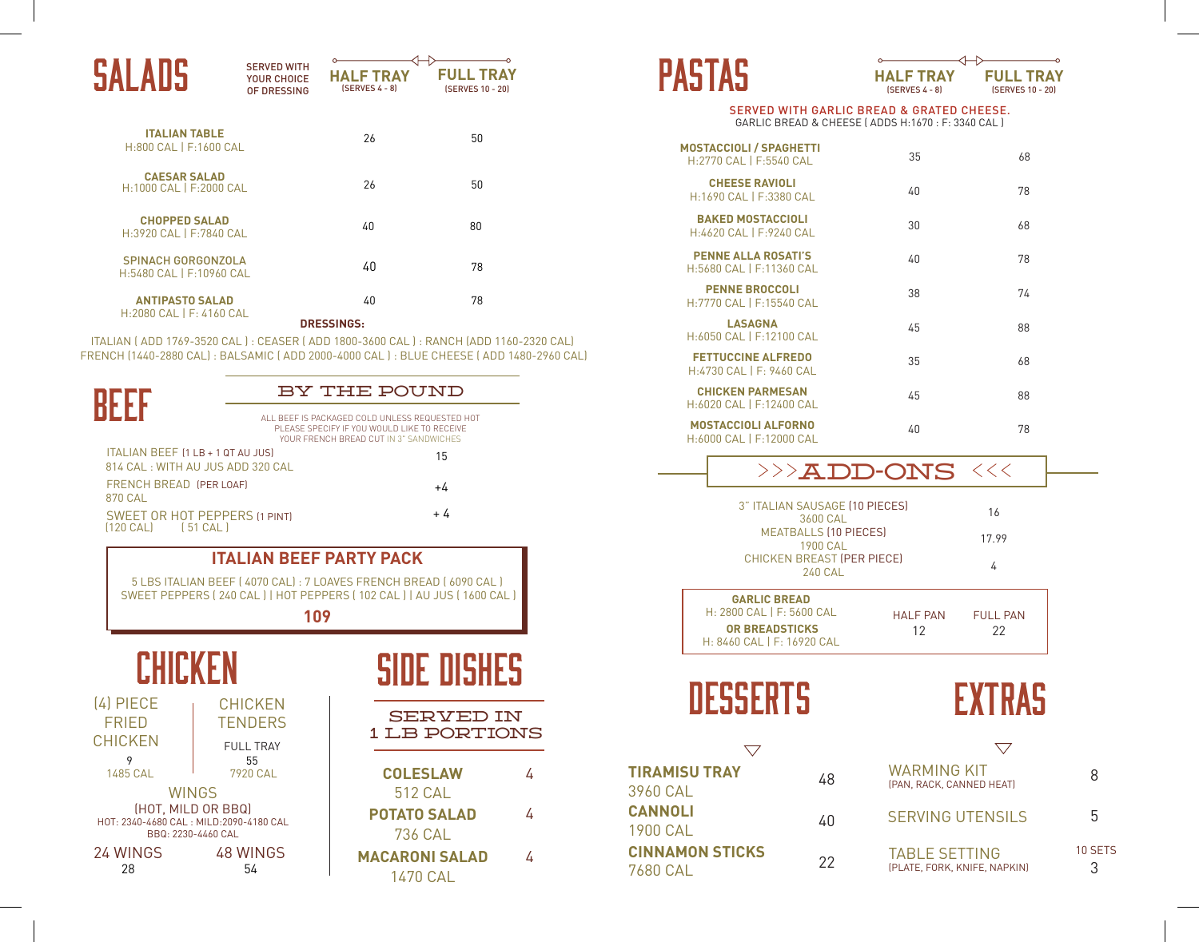# SALADS

SERVED WITH YOUR CHOICE OF DRESSING

| | HALF TRAY (SERVES 4 - 8) | FULL TRAY (SERVES 10 - 20) |
|---|---|---|
| **ITALIAN TABLE** H:800 CAL \| F:1600 CAL | 26 | 50 |
| **CAESAR SALAD** H:1000 CAL \| F:2000 CAL | 26 | 50 |
| **CHOPPED SALAD** H:3920 CAL \| F:7840 CAL | 40 | 80 |
| **SPINACH GORGONZOLA** H:5480 CAL \| F:10960 CAL | 40 | 78 |
| **ANTIPASTO SALAD** H:2080 CAL \| F: 4160 CAL | 40 | 78 |

**DRESSINGS:**

ITALIAN ( ADD 1769-3520 CAL ) : CEASER ( ADD 1800-3600 CAL ) : RANCH (ADD 1160-2320 CAL) FRENCH (1440-2880 CAL) : BALSAMIC ( ADD 2000-4000 CAL ) : BLUE CHEESE ( ADD 1480-2960 CAL)

# BEEF

## BY THE POUND

ALL BEEF IS PACKAGED COLD UNLESS REQUESTED HOT
PLEASE SPECIFY IF YOU WOULD LIKE TO RECEIVE YOUR FRENCH BREAD CUT IN 3" SANDWICHES

| | |
|---|---|
| ITALIAN BEEF (1 LB + 1 QT AU JUS) 814 CAL : WITH AU JUS ADD 320 CAL | 15 |
| FRENCH BREAD (PER LOAF) 870 CAL | +4 |
| SWEET OR HOT PEPPERS (1 PINT) (120 CAL) ( 51 CAL ) | + 4 |

## ITALIAN BEEF PARTY PACK

5 LBS ITALIAN BEEF ( 4070 CAL ) : 7 LOAVES FRENCH BREAD ( 6090 CAL ) SWEET PEPPERS ( 240 CAL ) | HOT PEPPERS ( 102 CAL ) | AU JUS ( 1600 CAL )

**109**

# CHICKEN

(4) PIECE FRIED CHICKEN
9
1485 CAL

CHICKEN TENDERS
FULL TRAY
55
7920 CAL

WINGS
(HOT, MILD OR BBQ)
HOT: 2340-4680 CAL : MILD:2090-4180 CAL
BBQ: 2230-4460 CAL

| 24 WINGS | 48 WINGS |
|---|---|
| 28 | 54 |

# SIDE DISHES

## SERVED IN 1 LB PORTIONS

| | |
|---|---|
| **COLESLAW** 512 CAL | 4 |
| **POTATO SALAD** 736 CAL | 4 |
| **MACARONI SALAD** 1470 CAL | 4 |

# PASTAS

SERVED WITH GARLIC BREAD & GRATED CHEESE.
GARLIC BREAD & CHEESE ( ADDS H:1670 : F: 3340 CAL )

| | HALF TRAY (SERVES 4 - 8) | FULL TRAY (SERVES 10 - 20) |
|---|---|---|
| **MOSTACCIOLI / SPAGHETTI** H:2770 CAL \| F:5540 CAL | 35 | 68 |
| **CHEESE RAVIOLI** H:1690 CAL \| F:3380 CAL | 40 | 78 |
| **BAKED MOSTACCIOLI** H:4620 CAL \| F:9240 CAL | 30 | 68 |
| **PENNE ALLA ROSATI'S** H:5680 CAL \| F:11360 CAL | 40 | 78 |
| **PENNE BROCCOLI** H:7770 CAL \| F:15540 CAL | 38 | 74 |
| **LASAGNA** H:6050 CAL \| F:12100 CAL | 45 | 88 |
| **FETTUCCINE ALFREDO** H:4730 CAL \| F: 9460 CAL | 35 | 68 |
| **CHICKEN PARMESAN** H:6020 CAL \| F:12400 CAL | 45 | 88 |
| **MOSTACCIOLI ALFORNO** H:6000 CAL \| F:12000 CAL | 40 | 78 |

## >>>ADD-ONS <<<

| | |
|---|---|
| 3" ITALIAN SAUSAGE (10 PIECES) 3600 CAL | 16 |
| MEATBALLS (10 PIECES) 1900 CAL | 17.99 |
| CHICKEN BREAST (PER PIECE) 240 CAL | 4 |

| | HALF PAN | FULL PAN |
|---|---|---|
| **GARLIC BREAD** H: 2800 CAL \| F: 5600 CAL **OR BREADSTICKS** H: 8460 CAL \| F: 16920 CAL | 12 | 22 |

# DESSERTS

| | |
|---|---|
| **TIRAMISU TRAY** 3960 CAL | 48 |
| **CANNOLI** 1900 CAL | 40 |
| **CINNAMON STICKS** 7680 CAL | 22 |

# EXTRAS

| | |
|---|---|
| WARMING KIT (PAN, RACK, CANNED HEAT) | 8 |
| SERVING UTENSILS | 5 |
| TABLE SETTING (PLATE, FORK, KNIFE, NAPKIN) | 10 SETS 3 |